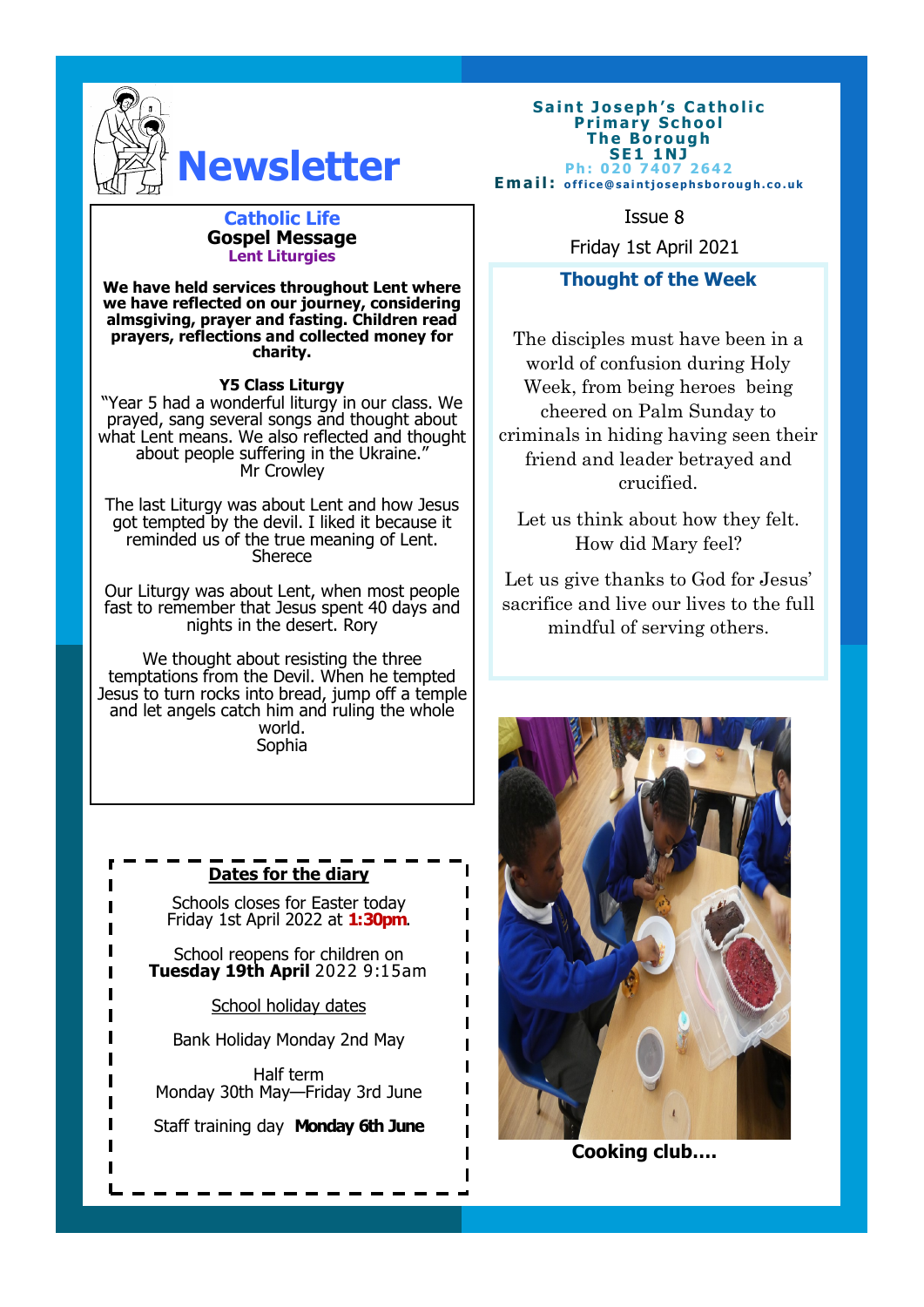# Newsletter

**Saint Joseph's Catholic Primary School**
**The Borough**
**SE1 1NJ**
Ph: 020 7407 2642
**Email:** office@saintjosephsborough.co.uk

Issue 8

Friday 1st April 2021

## Catholic Life

### Gospel Message

**Lent Liturgies**

**We have held services throughout Lent where we have reflected on our journey, considering almsgiving, prayer and fasting. Children read prayers, reflections and collected money for charity.**

**Y5 Class Liturgy**

"Year 5 had a wonderful liturgy in our class. We prayed, sang several songs and thought about what Lent means. We also reflected and thought about people suffering in the Ukraine."
Mr Crowley

The last Liturgy was about Lent and how Jesus got tempted by the devil. I liked it because it reminded us of the true meaning of Lent.
Sherece

Our Liturgy was about Lent, when most people fast to remember that Jesus spent 40 days and nights in the desert. Rory

We thought about resisting the three temptations from the Devil. When he tempted Jesus to turn rocks into bread, jump off a temple and let angels catch him and ruling the whole world.
Sophia

## Thought of the Week

The disciples must have been in a world of confusion during Holy Week, from being heroes being cheered on Palm Sunday to criminals in hiding having seen their friend and leader betrayed and crucified.

Let us think about how they felt. How did Mary feel?

Let us give thanks to God for Jesus' sacrifice and live our lives to the full mindful of serving others.

**Cooking club….**

## Dates for the diary

Schools closes for Easter today Friday 1st April 2022 at **1:30pm**.

School reopens for children on **Tuesday 19th April** 2022 9:15am

School holiday dates

Bank Holiday Monday 2nd May

Half term
Monday 30th May—Friday 3rd June

Staff training day **Monday 6th June**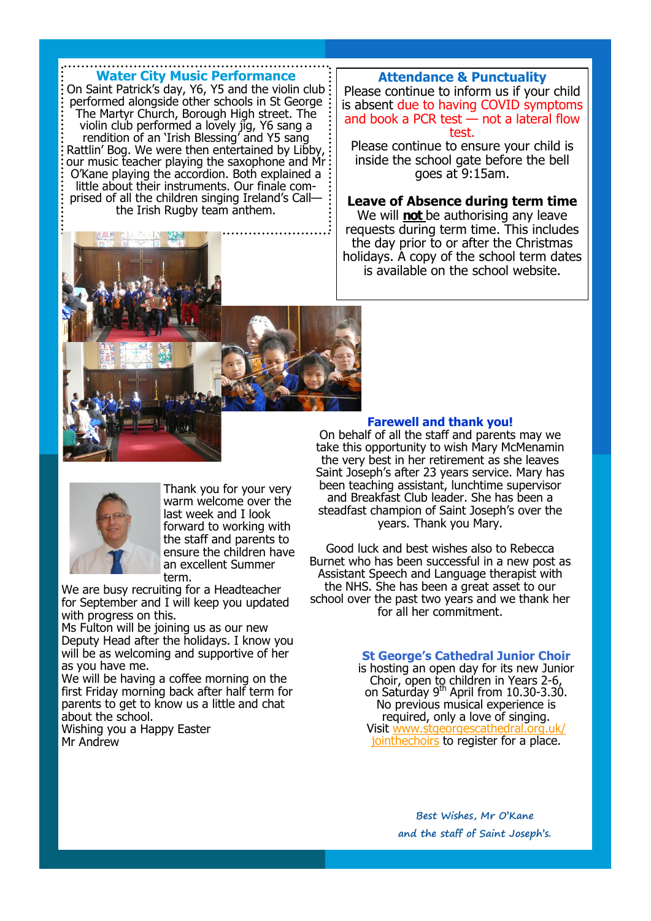## Water City Music Performance

On Saint Patrick's day, Y6, Y5 and the violin club performed alongside other schools in St George The Martyr Church, Borough High street. The violin club performed a lovely jig, Y6 sang a rendition of an 'Irish Blessing' and Y5 sang Rattlin' Bog. We were then entertained by Libby, our music teacher playing the saxophone and Mr O'Kane playing the accordion. Both explained a little about their instruments. Our finale comprised of all the children singing Ireland's Call—the Irish Rugby team anthem.

Thank you for your very warm welcome over the last week and I look forward to working with the staff and parents to ensure the children have an excellent Summer term.

We are busy recruiting for a Headteacher for September and I will keep you updated with progress on this.

Ms Fulton will be joining us as our new Deputy Head after the holidays. I know you will be as welcoming and supportive of her as you have me.

We will be having a coffee morning on the first Friday morning back after half term for parents to get to know us a little and chat about the school.

Wishing you a Happy Easter

Mr Andrew

## Attendance & Punctuality

Please continue to inform us if your child is absent due to having COVID symptoms and book a PCR test — not a lateral flow test.

Please continue to ensure your child is inside the school gate before the bell goes at 9:15am.

### Leave of Absence during term time

We will **not** be authorising any leave requests during term time. This includes the day prior to or after the Christmas holidays. A copy of the school term dates is available on the school website.

## Farewell and thank you!

On behalf of all the staff and parents may we take this opportunity to wish Mary McMenamin the very best in her retirement as she leaves Saint Joseph's after 23 years service. Mary has been teaching assistant, lunchtime supervisor and Breakfast Club leader. She has been a steadfast champion of Saint Joseph's over the years. Thank you Mary.

Good luck and best wishes also to Rebecca Burnet who has been successful in a new post as Assistant Speech and Language therapist with the NHS. She has been a great asset to our school over the past two years and we thank her for all her commitment.

## St George's Cathedral Junior Choir

is hosting an open day for its new Junior Choir, open to children in Years 2-6, on Saturday 9th April from 10.30-3.30. No previous musical experience is required, only a love of singing. Visit www.stgeorgescathedral.org.uk/jointhechoirs to register for a place.

*Best Wishes, Mr O'Kane*

*and the staff of Saint Joseph's.*